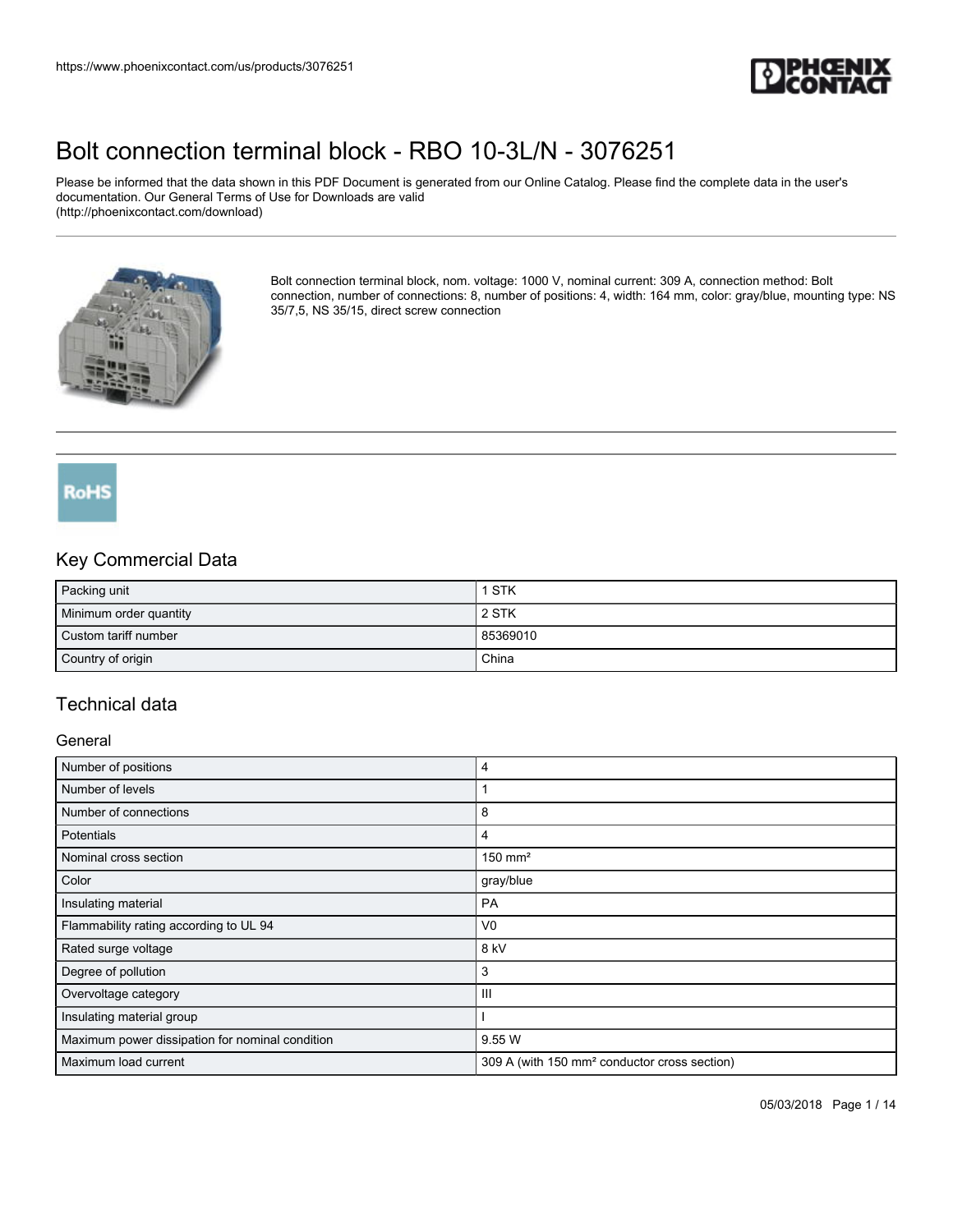# Bolt connection terminal block - RBO 10-3L/N - 3076251

Please be informed that the data shown in this PDF Document is generated from our Online Catalog. Please find the complete data in the user's documentation. Our General Terms of Use for Downloads are valid (http://phoenixcontact.com/download)

Bolt connection terminal block, nom. voltage: 1000 V, nominal current: 309 A, connection method: Bolt connection, number of connections: 8, number of positions: 4, width: 164 mm, color: gray/blue, mounting type: NS 35/7,5, NS 35/15, direct screw connection

RoHS

## Key Commercial Data

| Packing unit | 1 STK |
| --- | --- |
| Minimum order quantity | 2 STK |
| Custom tariff number | 85369010 |
| Country of origin | China |

## Technical data

### General

| Number of positions | 4 |
| --- | --- |
| Number of levels | 1 |
| Number of connections | 8 |
| Potentials | 4 |
| Nominal cross section | 150 mm² |
| Color | gray/blue |
| Insulating material | PA |
| Flammability rating according to UL 94 | V0 |
| Rated surge voltage | 8 kV |
| Degree of pollution | 3 |
| Overvoltage category | III |
| Insulating material group | I |
| Maximum power dissipation for nominal condition | 9.55 W |
| Maximum load current | 309 A (with 150 mm² conductor cross section) |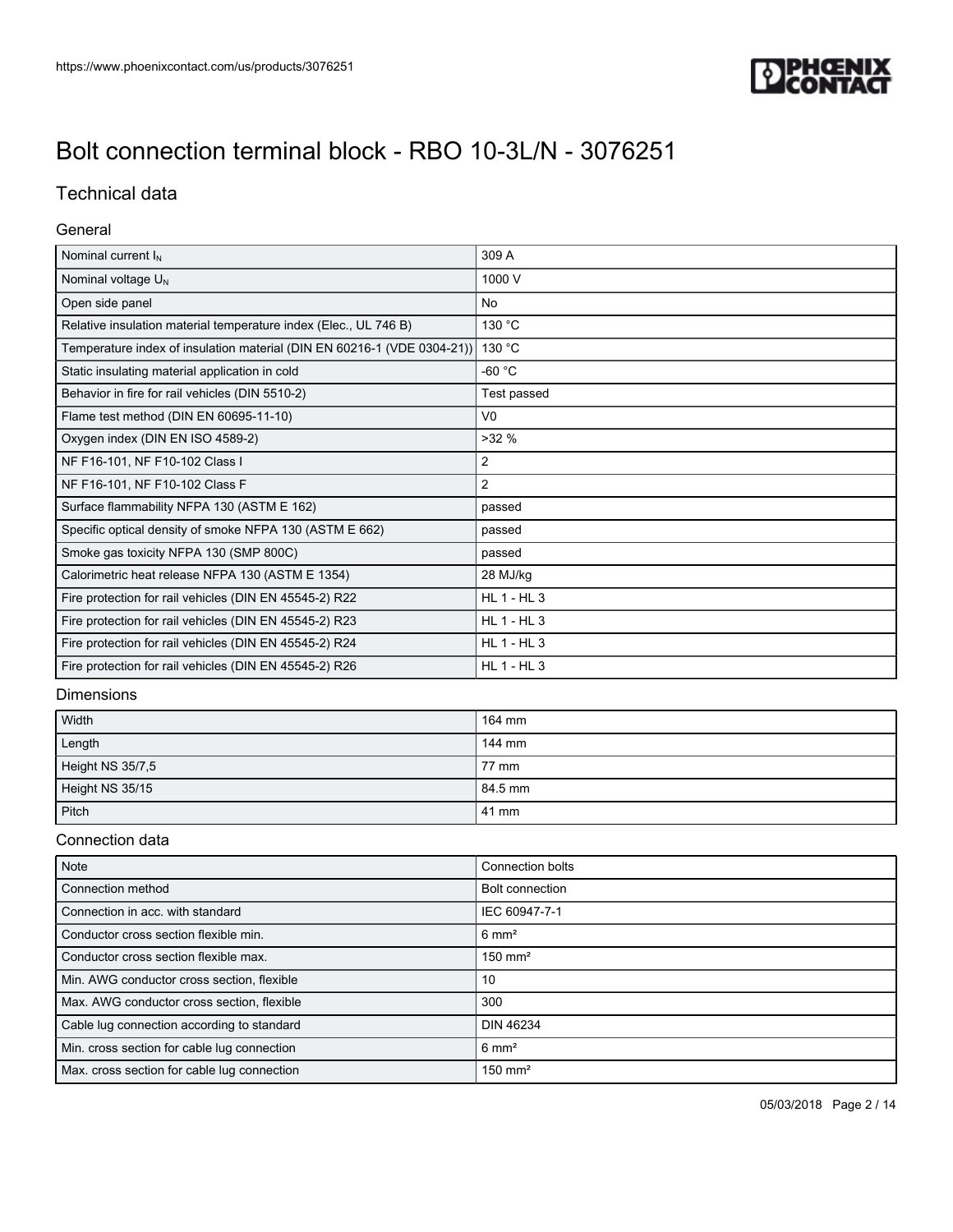# Bolt connection terminal block - RBO 10-3L/N - 3076251

## Technical data

### General

| | |
|---|---|
| Nominal current $I_N$ | 309 A |
| Nominal voltage $U_N$ | 1000 V |
| Open side panel | No |
| Relative insulation material temperature index (Elec., UL 746 B) | 130 °C |
| Temperature index of insulation material (DIN EN 60216-1 (VDE 0304-21)) | 130 °C |
| Static insulating material application in cold | -60 °C |
| Behavior in fire for rail vehicles (DIN 5510-2) | Test passed |
| Flame test method (DIN EN 60695-11-10) | V0 |
| Oxygen index (DIN EN ISO 4589-2) | >32 % |
| NF F16-101, NF F10-102 Class I | 2 |
| NF F16-101, NF F10-102 Class F | 2 |
| Surface flammability NFPA 130 (ASTM E 162) | passed |
| Specific optical density of smoke NFPA 130 (ASTM E 662) | passed |
| Smoke gas toxicity NFPA 130 (SMP 800C) | passed |
| Calorimetric heat release NFPA 130 (ASTM E 1354) | 28 MJ/kg |
| Fire protection for rail vehicles (DIN EN 45545-2) R22 | HL 1 - HL 3 |
| Fire protection for rail vehicles (DIN EN 45545-2) R23 | HL 1 - HL 3 |
| Fire protection for rail vehicles (DIN EN 45545-2) R24 | HL 1 - HL 3 |
| Fire protection for rail vehicles (DIN EN 45545-2) R26 | HL 1 - HL 3 |

### Dimensions

| | |
|---|---|
| Width | 164 mm |
| Length | 144 mm |
| Height NS 35/7,5 | 77 mm |
| Height NS 35/15 | 84.5 mm |
| Pitch | 41 mm |

### Connection data

| | |
|---|---|
| Note | Connection bolts |
| Connection method | Bolt connection |
| Connection in acc. with standard | IEC 60947-7-1 |
| Conductor cross section flexible min. | 6 mm² |
| Conductor cross section flexible max. | 150 mm² |
| Min. AWG conductor cross section, flexible | 10 |
| Max. AWG conductor cross section, flexible | 300 |
| Cable lug connection according to standard | DIN 46234 |
| Min. cross section for cable lug connection | 6 mm² |
| Max. cross section for cable lug connection | 150 mm² |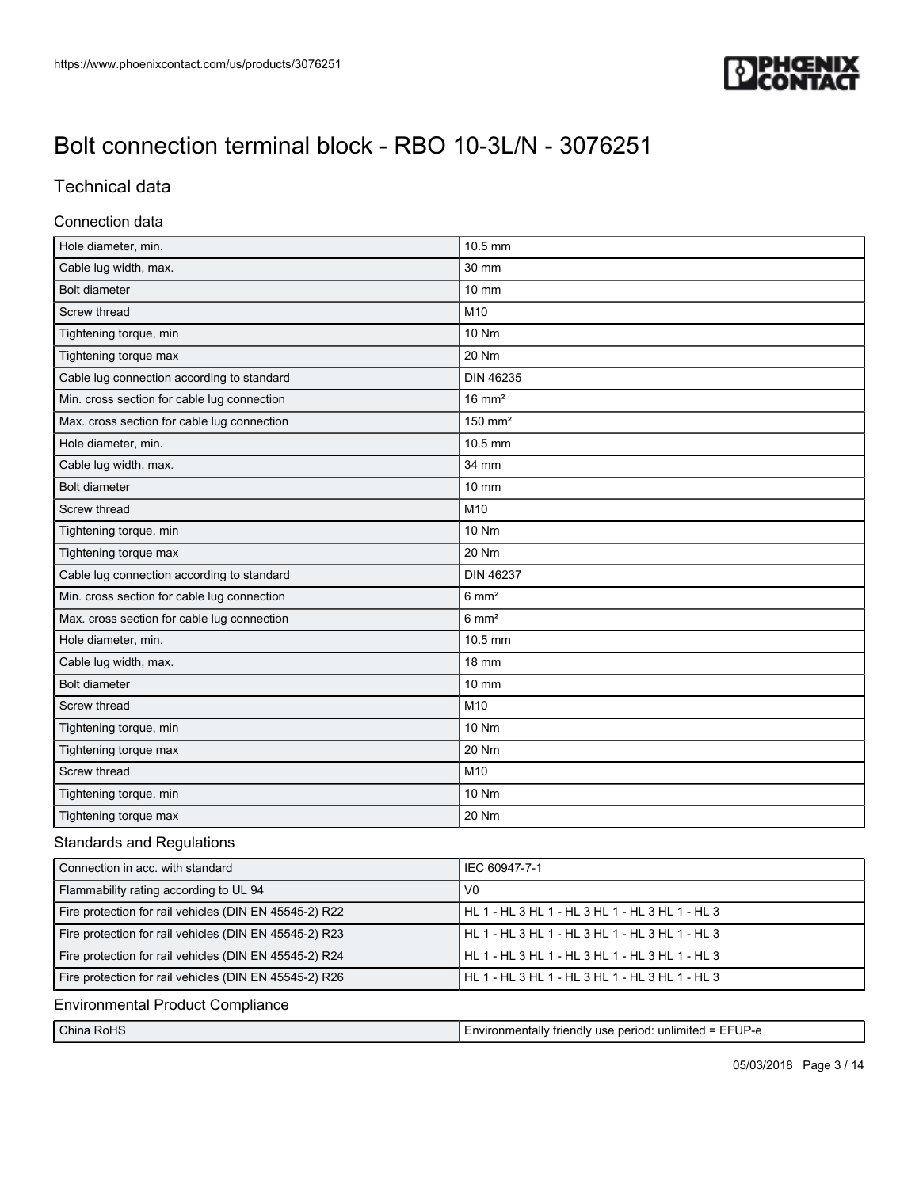# Bolt connection terminal block - RBO 10-3L/N - 3076251

## Technical data

### Connection data

| | |
|---|---|
| Hole diameter, min. | 10.5 mm |
| Cable lug width, max. | 30 mm |
| Bolt diameter | 10 mm |
| Screw thread | M10 |
| Tightening torque, min | 10 Nm |
| Tightening torque max | 20 Nm |
| Cable lug connection according to standard | DIN 46235 |
| Min. cross section for cable lug connection | 16 mm² |
| Max. cross section for cable lug connection | 150 mm² |
| Hole diameter, min. | 10.5 mm |
| Cable lug width, max. | 34 mm |
| Bolt diameter | 10 mm |
| Screw thread | M10 |
| Tightening torque, min | 10 Nm |
| Tightening torque max | 20 Nm |
| Cable lug connection according to standard | DIN 46237 |
| Min. cross section for cable lug connection | 6 mm² |
| Max. cross section for cable lug connection | 6 mm² |
| Hole diameter, min. | 10.5 mm |
| Cable lug width, max. | 18 mm |
| Bolt diameter | 10 mm |
| Screw thread | M10 |
| Tightening torque, min | 10 Nm |
| Tightening torque max | 20 Nm |
| Screw thread | M10 |
| Tightening torque, min | 10 Nm |
| Tightening torque max | 20 Nm |

### Standards and Regulations

| | |
|---|---|
| Connection in acc. with standard | IEC 60947-7-1 |
| Flammability rating according to UL 94 | V0 |
| Fire protection for rail vehicles (DIN EN 45545-2) R22 | HL 1 - HL 3 HL 1 - HL 3 HL 1 - HL 3 HL 1 - HL 3 |
| Fire protection for rail vehicles (DIN EN 45545-2) R23 | HL 1 - HL 3 HL 1 - HL 3 HL 1 - HL 3 HL 1 - HL 3 |
| Fire protection for rail vehicles (DIN EN 45545-2) R24 | HL 1 - HL 3 HL 1 - HL 3 HL 1 - HL 3 HL 1 - HL 3 |
| Fire protection for rail vehicles (DIN EN 45545-2) R26 | HL 1 - HL 3 HL 1 - HL 3 HL 1 - HL 3 HL 1 - HL 3 |

### Environmental Product Compliance

| | |
|---|---|
| China RoHS | Environmentally friendly use period: unlimited = EFUP-e |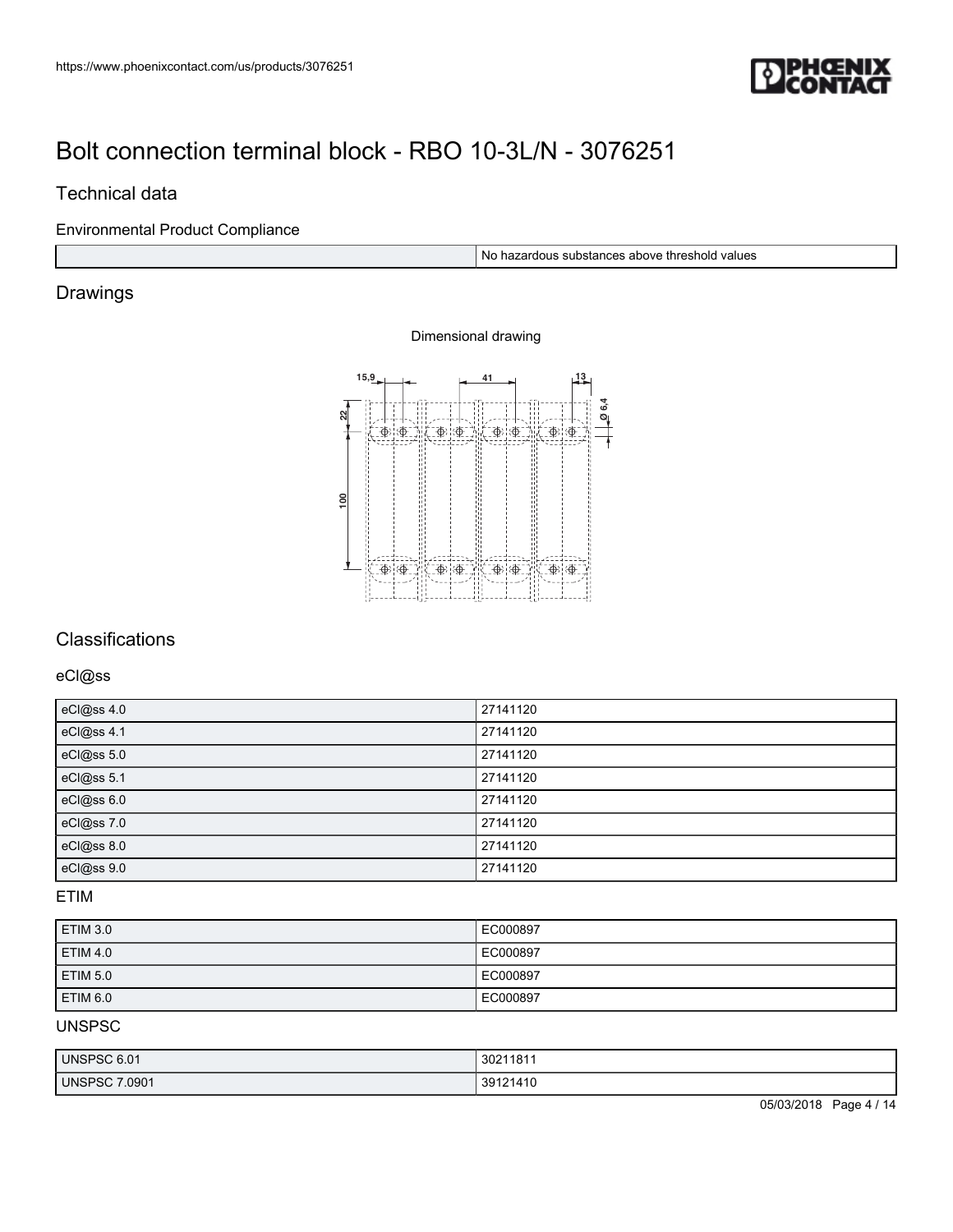# Bolt connection terminal block - RBO 10-3L/N - 3076251

## Technical data

### Environmental Product Compliance

| | |
|---|---|
| | No hazardous substances above threshold values |

## Drawings

Dimensional drawing

## Classifications

### eCl@ss

| | |
|---|---|
| eCl@ss 4.0 | 27141120 |
| eCl@ss 4.1 | 27141120 |
| eCl@ss 5.0 | 27141120 |
| eCl@ss 5.1 | 27141120 |
| eCl@ss 6.0 | 27141120 |
| eCl@ss 7.0 | 27141120 |
| eCl@ss 8.0 | 27141120 |
| eCl@ss 9.0 | 27141120 |

### ETIM

| | |
|---|---|
| ETIM 3.0 | EC000897 |
| ETIM 4.0 | EC000897 |
| ETIM 5.0 | EC000897 |
| ETIM 6.0 | EC000897 |

### UNSPSC

| | |
|---|---|
| UNSPSC 6.01 | 30211811 |
| UNSPSC 7.0901 | 39121410 |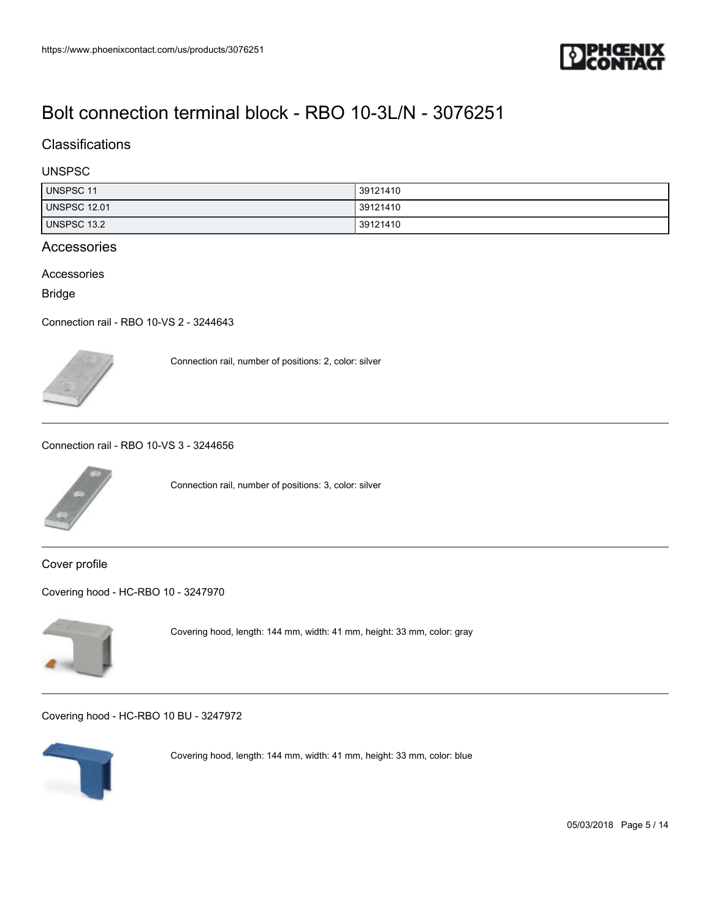# Bolt connection terminal block - RBO 10-3L/N - 3076251

## Classifications

### UNSPSC

| UNSPSC 11 | 39121410 |
| --- | --- |
| UNSPSC 12.01 | 39121410 |
| UNSPSC 13.2 | 39121410 |

## Accessories

### Accessories

#### Bridge

Connection rail - RBO 10-VS 2 - 3244643

Connection rail, number of positions: 2, color: silver

---

Connection rail - RBO 10-VS 3 - 3244656

Connection rail, number of positions: 3, color: silver

---

#### Cover profile

Covering hood - HC-RBO 10 - 3247970

Covering hood, length: 144 mm, width: 41 mm, height: 33 mm, color: gray

---

Covering hood - HC-RBO 10 BU - 3247972

Covering hood, length: 144 mm, width: 41 mm, height: 33 mm, color: blue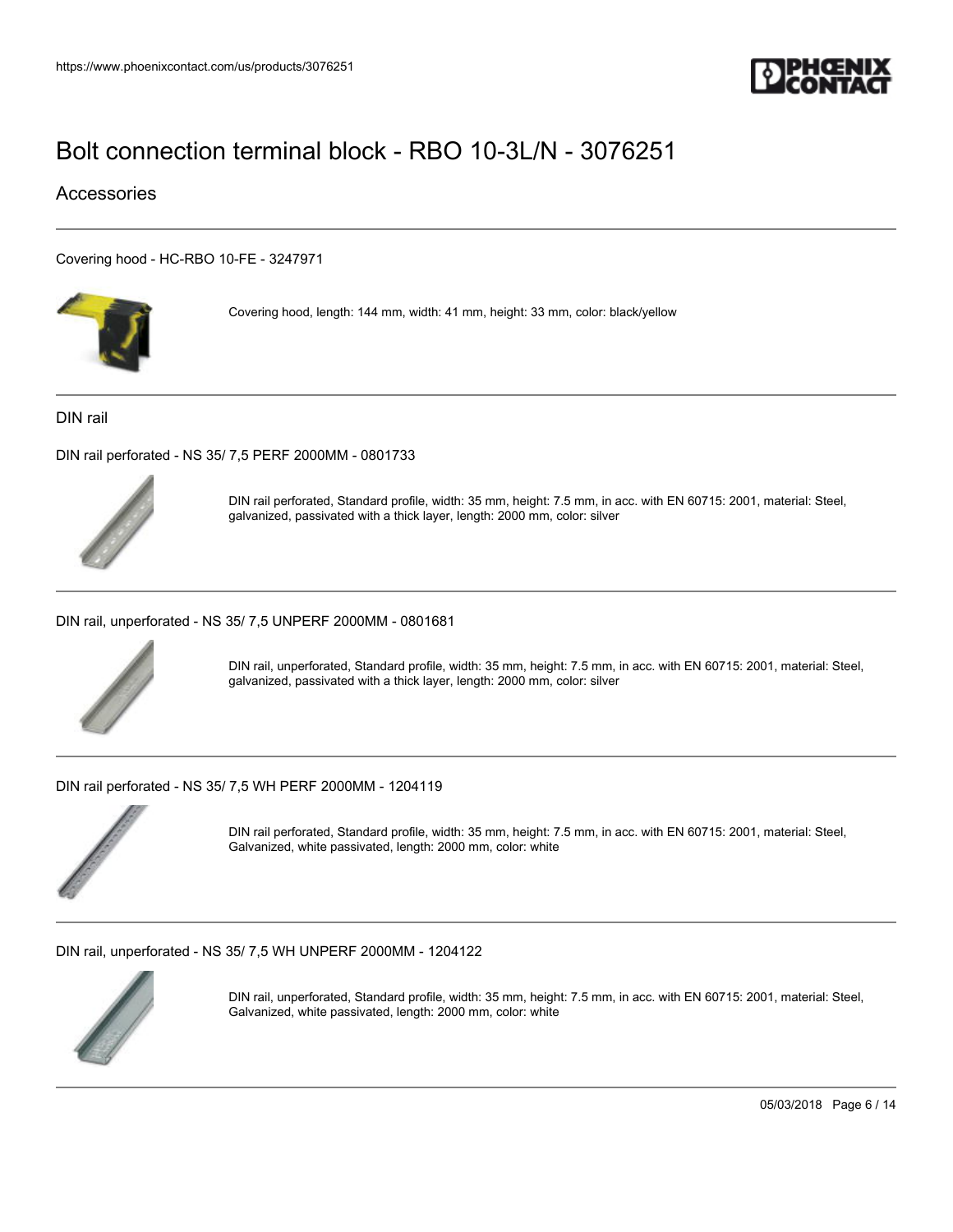# Bolt connection terminal block - RBO 10-3L/N - 3076251

## Accessories

Covering hood - HC-RBO 10-FE - 3247971

Covering hood, length: 144 mm, width: 41 mm, height: 33 mm, color: black/yellow

### DIN rail

DIN rail perforated - NS 35/ 7,5 PERF 2000MM - 0801733

DIN rail perforated, Standard profile, width: 35 mm, height: 7.5 mm, in acc. with EN 60715: 2001, material: Steel, galvanized, passivated with a thick layer, length: 2000 mm, color: silver

DIN rail, unperforated - NS 35/ 7,5 UNPERF 2000MM - 0801681

DIN rail, unperforated, Standard profile, width: 35 mm, height: 7.5 mm, in acc. with EN 60715: 2001, material: Steel, galvanized, passivated with a thick layer, length: 2000 mm, color: silver

DIN rail perforated - NS 35/ 7,5 WH PERF 2000MM - 1204119

DIN rail perforated, Standard profile, width: 35 mm, height: 7.5 mm, in acc. with EN 60715: 2001, material: Steel, Galvanized, white passivated, length: 2000 mm, color: white

DIN rail, unperforated - NS 35/ 7,5 WH UNPERF 2000MM - 1204122

DIN rail, unperforated, Standard profile, width: 35 mm, height: 7.5 mm, in acc. with EN 60715: 2001, material: Steel, Galvanized, white passivated, length: 2000 mm, color: white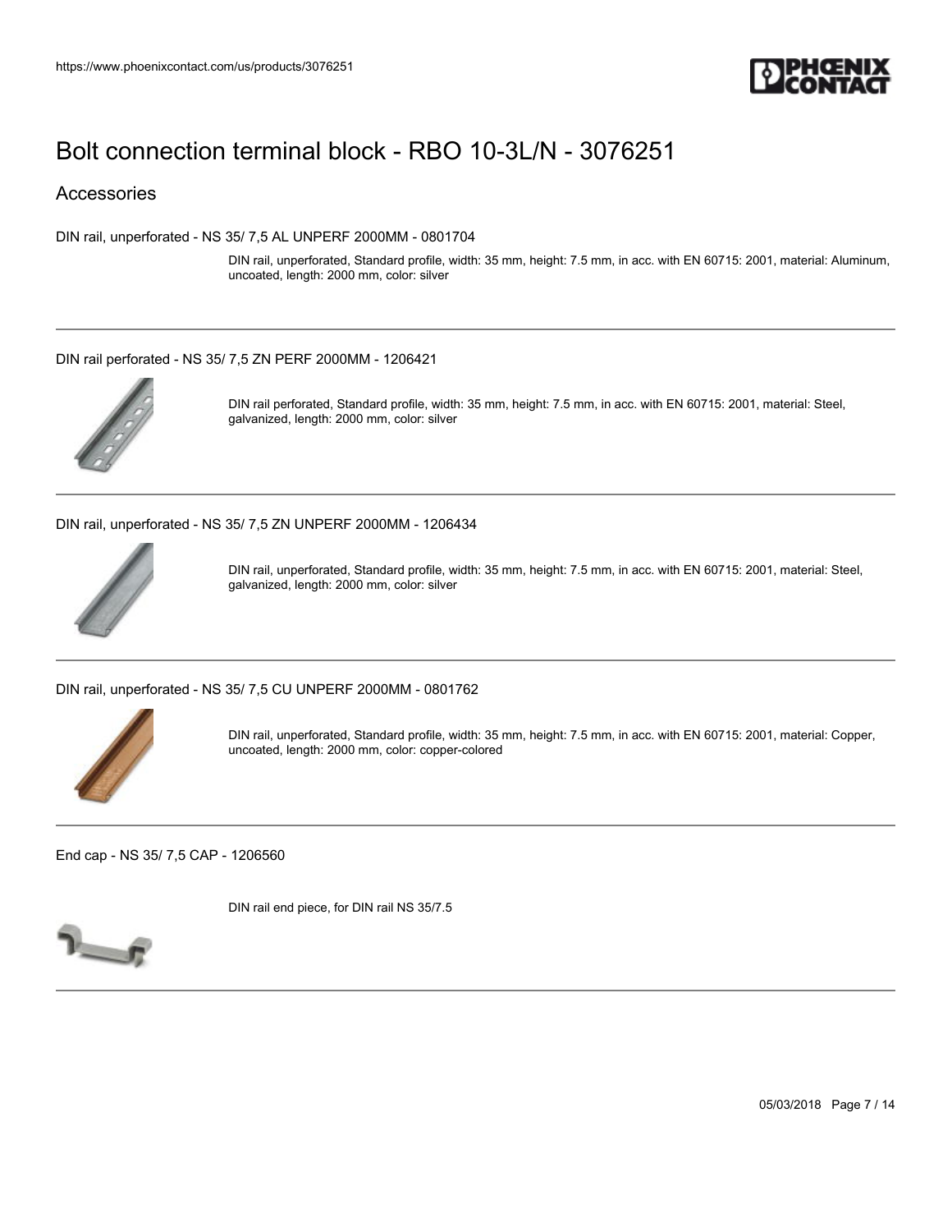# Bolt connection terminal block - RBO 10-3L/N - 3076251

## Accessories

DIN rail, unperforated - NS 35/ 7,5 AL UNPERF 2000MM - 0801704

DIN rail, unperforated, Standard profile, width: 35 mm, height: 7.5 mm, in acc. with EN 60715: 2001, material: Aluminum, uncoated, length: 2000 mm, color: silver

---

DIN rail perforated - NS 35/ 7,5 ZN PERF 2000MM - 1206421

DIN rail perforated, Standard profile, width: 35 mm, height: 7.5 mm, in acc. with EN 60715: 2001, material: Steel, galvanized, length: 2000 mm, color: silver

---

DIN rail, unperforated - NS 35/ 7,5 ZN UNPERF 2000MM - 1206434

DIN rail, unperforated, Standard profile, width: 35 mm, height: 7.5 mm, in acc. with EN 60715: 2001, material: Steel, galvanized, length: 2000 mm, color: silver

---

DIN rail, unperforated - NS 35/ 7,5 CU UNPERF 2000MM - 0801762

DIN rail, unperforated, Standard profile, width: 35 mm, height: 7.5 mm, in acc. with EN 60715: 2001, material: Copper, uncoated, length: 2000 mm, color: copper-colored

---

End cap - NS 35/ 7,5 CAP - 1206560

DIN rail end piece, for DIN rail NS 35/7.5

---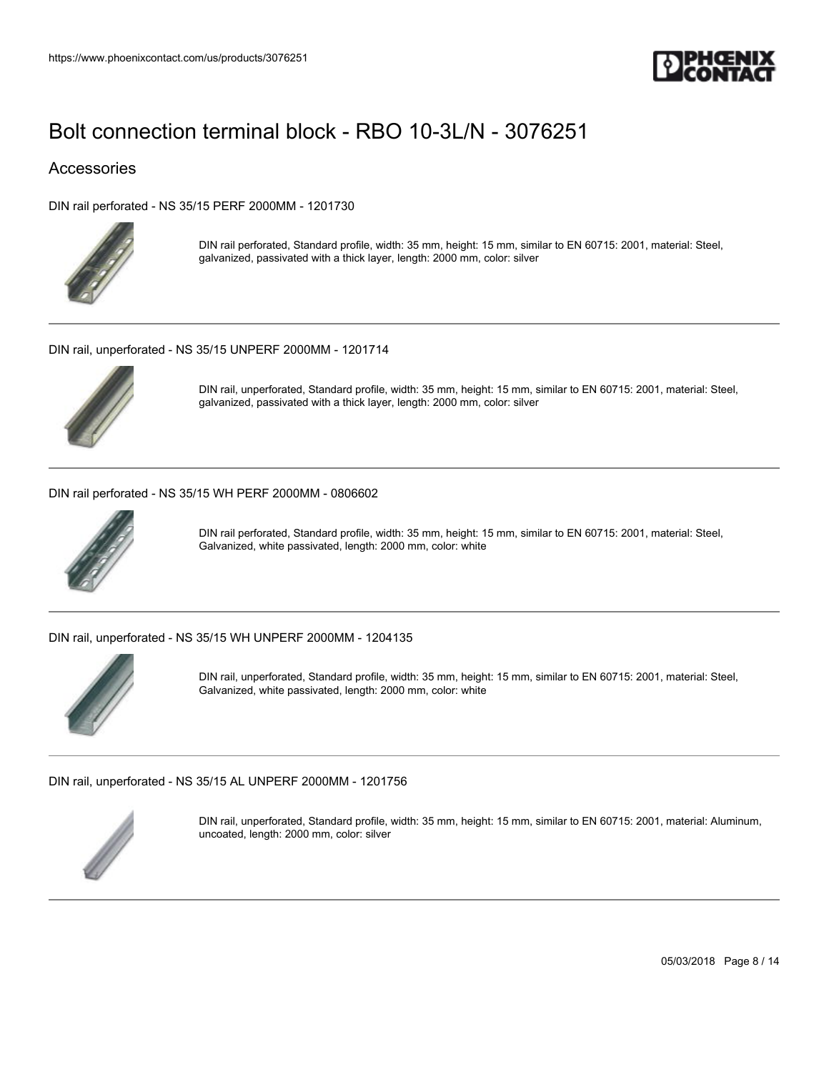# Bolt connection terminal block - RBO 10-3L/N - 3076251

## Accessories

DIN rail perforated - NS 35/15 PERF 2000MM - 1201730

DIN rail perforated, Standard profile, width: 35 mm, height: 15 mm, similar to EN 60715: 2001, material: Steel, galvanized, passivated with a thick layer, length: 2000 mm, color: silver

---

DIN rail, unperforated - NS 35/15 UNPERF 2000MM - 1201714

DIN rail, unperforated, Standard profile, width: 35 mm, height: 15 mm, similar to EN 60715: 2001, material: Steel, galvanized, passivated with a thick layer, length: 2000 mm, color: silver

---

DIN rail perforated - NS 35/15 WH PERF 2000MM - 0806602

DIN rail perforated, Standard profile, width: 35 mm, height: 15 mm, similar to EN 60715: 2001, material: Steel, Galvanized, white passivated, length: 2000 mm, color: white

---

DIN rail, unperforated - NS 35/15 WH UNPERF 2000MM - 1204135

DIN rail, unperforated, Standard profile, width: 35 mm, height: 15 mm, similar to EN 60715: 2001, material: Steel, Galvanized, white passivated, length: 2000 mm, color: white

---

DIN rail, unperforated - NS 35/15 AL UNPERF 2000MM - 1201756

DIN rail, unperforated, Standard profile, width: 35 mm, height: 15 mm, similar to EN 60715: 2001, material: Aluminum, uncoated, length: 2000 mm, color: silver

---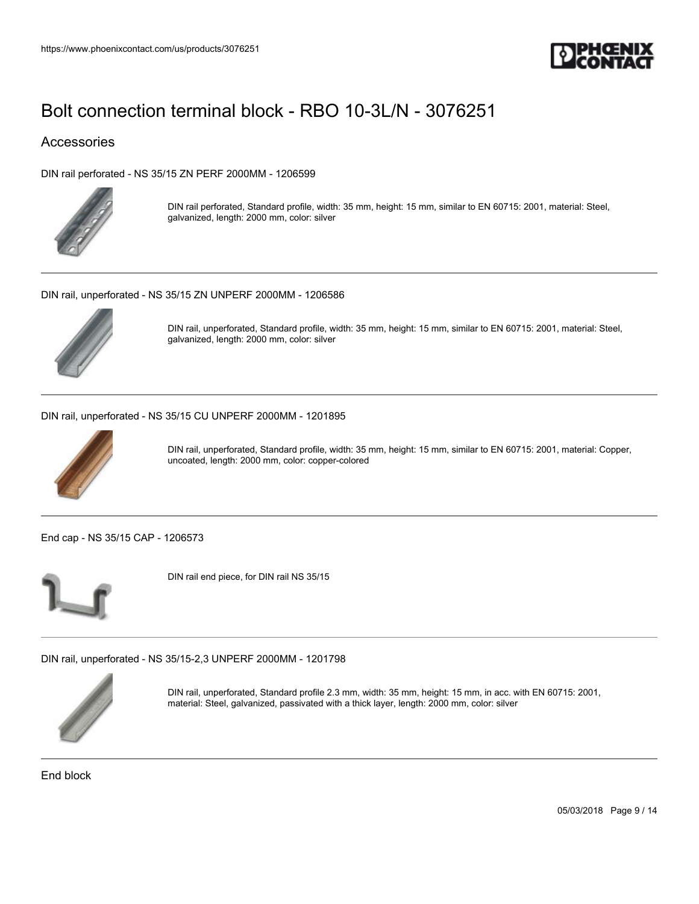## Accessories

DIN rail perforated - NS 35/15 ZN PERF 2000MM - 1206599

DIN rail perforated, Standard profile, width: 35 mm, height: 15 mm, similar to EN 60715: 2001, material: Steel, galvanized, length: 2000 mm, color: silver

DIN rail, unperforated - NS 35/15 ZN UNPERF 2000MM - 1206586

DIN rail, unperforated, Standard profile, width: 35 mm, height: 15 mm, similar to EN 60715: 2001, material: Steel, galvanized, length: 2000 mm, color: silver

DIN rail, unperforated - NS 35/15 CU UNPERF 2000MM - 1201895

DIN rail, unperforated, Standard profile, width: 35 mm, height: 15 mm, similar to EN 60715: 2001, material: Copper, uncoated, length: 2000 mm, color: copper-colored

End cap - NS 35/15 CAP - 1206573

DIN rail end piece, for DIN rail NS 35/15

DIN rail, unperforated - NS 35/15-2,3 UNPERF 2000MM - 1201798

DIN rail, unperforated, Standard profile 2.3 mm, width: 35 mm, height: 15 mm, in acc. with EN 60715: 2001, material: Steel, galvanized, passivated with a thick layer, length: 2000 mm, color: silver

End block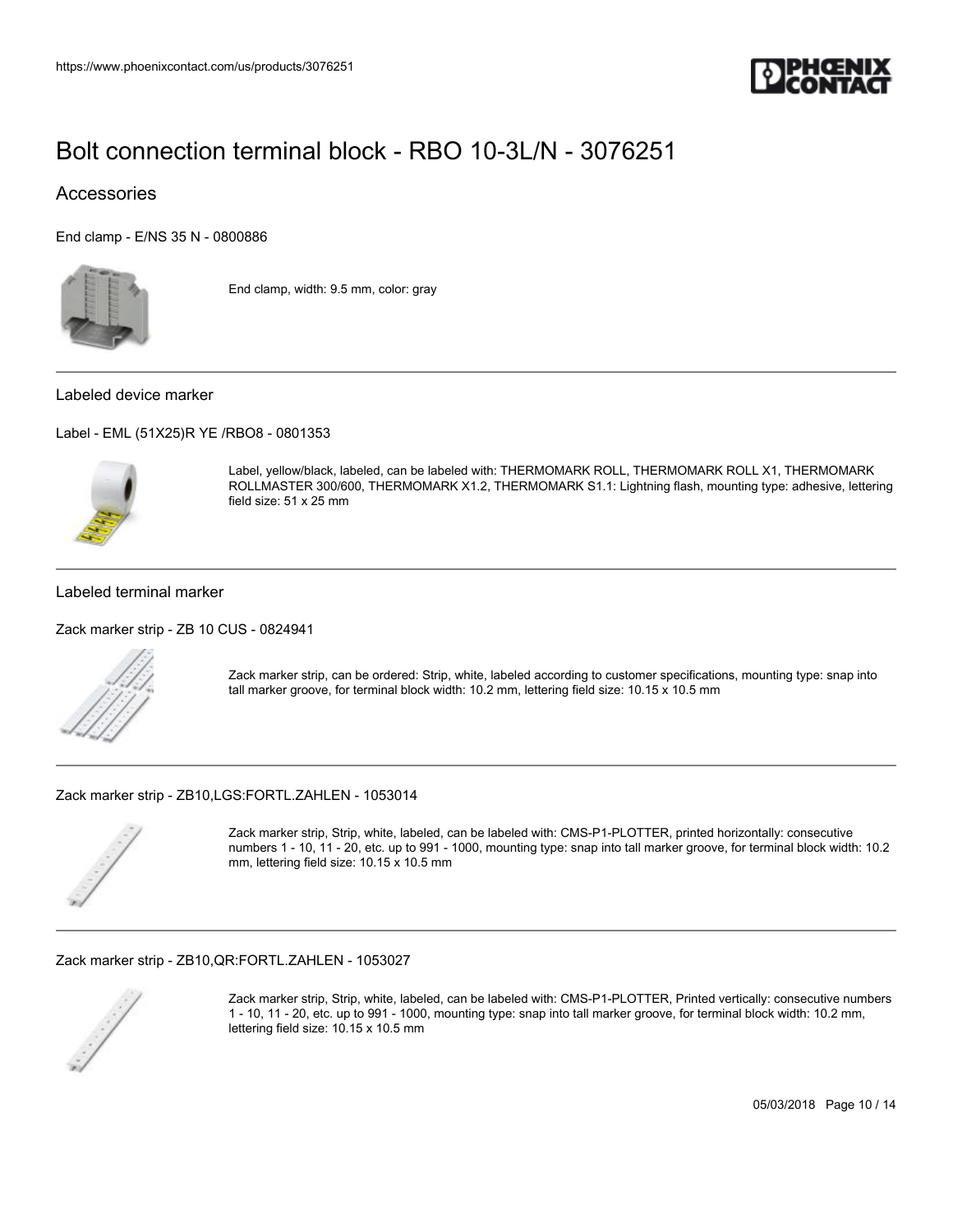# Bolt connection terminal block - RBO 10-3L/N - 3076251

## Accessories

End clamp - E/NS 35 N - 0800886

End clamp, width: 9.5 mm, color: gray

---

### Labeled device marker

Label - EML (51X25)R YE /RBO8 - 0801353

Label, yellow/black, labeled, can be labeled with: THERMOMARK ROLL, THERMOMARK ROLL X1, THERMOMARK ROLLMASTER 300/600, THERMOMARK X1.2, THERMOMARK S1.1: Lightning flash, mounting type: adhesive, lettering field size: 51 x 25 mm

---

### Labeled terminal marker

Zack marker strip - ZB 10 CUS - 0824941

Zack marker strip, can be ordered: Strip, white, labeled according to customer specifications, mounting type: snap into tall marker groove, for terminal block width: 10.2 mm, lettering field size: 10.15 x 10.5 mm

---

Zack marker strip - ZB10,LGS:FORTL.ZAHLEN - 1053014

Zack marker strip, Strip, white, labeled, can be labeled with: CMS-P1-PLOTTER, printed horizontally: consecutive numbers 1 - 10, 11 - 20, etc. up to 991 - 1000, mounting type: snap into tall marker groove, for terminal block width: 10.2 mm, lettering field size: 10.15 x 10.5 mm

---

Zack marker strip - ZB10,QR:FORTL.ZAHLEN - 1053027

Zack marker strip, Strip, white, labeled, can be labeled with: CMS-P1-PLOTTER, Printed vertically: consecutive numbers 1 - 10, 11 - 20, etc. up to 991 - 1000, mounting type: snap into tall marker groove, for terminal block width: 10.2 mm, lettering field size: 10.15 x 10.5 mm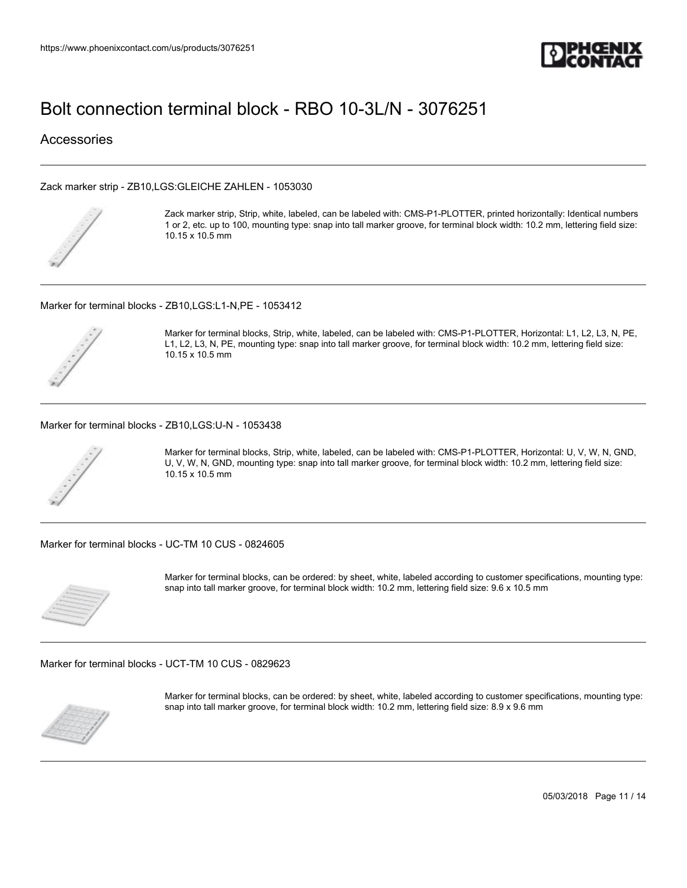# Bolt connection terminal block - RBO 10-3L/N - 3076251

## Accessories

Zack marker strip - ZB10,LGS:GLEICHE ZAHLEN - 1053030

Zack marker strip, Strip, white, labeled, can be labeled with: CMS-P1-PLOTTER, printed horizontally: Identical numbers 1 or 2, etc. up to 100, mounting type: snap into tall marker groove, for terminal block width: 10.2 mm, lettering field size: 10.15 x 10.5 mm

Marker for terminal blocks - ZB10,LGS:L1-N,PE - 1053412

Marker for terminal blocks, Strip, white, labeled, can be labeled with: CMS-P1-PLOTTER, Horizontal: L1, L2, L3, N, PE, L1, L2, L3, N, PE, mounting type: snap into tall marker groove, for terminal block width: 10.2 mm, lettering field size: 10.15 x 10.5 mm

Marker for terminal blocks - ZB10,LGS:U-N - 1053438

Marker for terminal blocks, Strip, white, labeled, can be labeled with: CMS-P1-PLOTTER, Horizontal: U, V, W, N, GND, U, V, W, N, GND, mounting type: snap into tall marker groove, for terminal block width: 10.2 mm, lettering field size: 10.15 x 10.5 mm

Marker for terminal blocks - UC-TM 10 CUS - 0824605

Marker for terminal blocks, can be ordered: by sheet, white, labeled according to customer specifications, mounting type: snap into tall marker groove, for terminal block width: 10.2 mm, lettering field size: 9.6 x 10.5 mm

Marker for terminal blocks - UCT-TM 10 CUS - 0829623

Marker for terminal blocks, can be ordered: by sheet, white, labeled according to customer specifications, mounting type: snap into tall marker groove, for terminal block width: 10.2 mm, lettering field size: 8.9 x 9.6 mm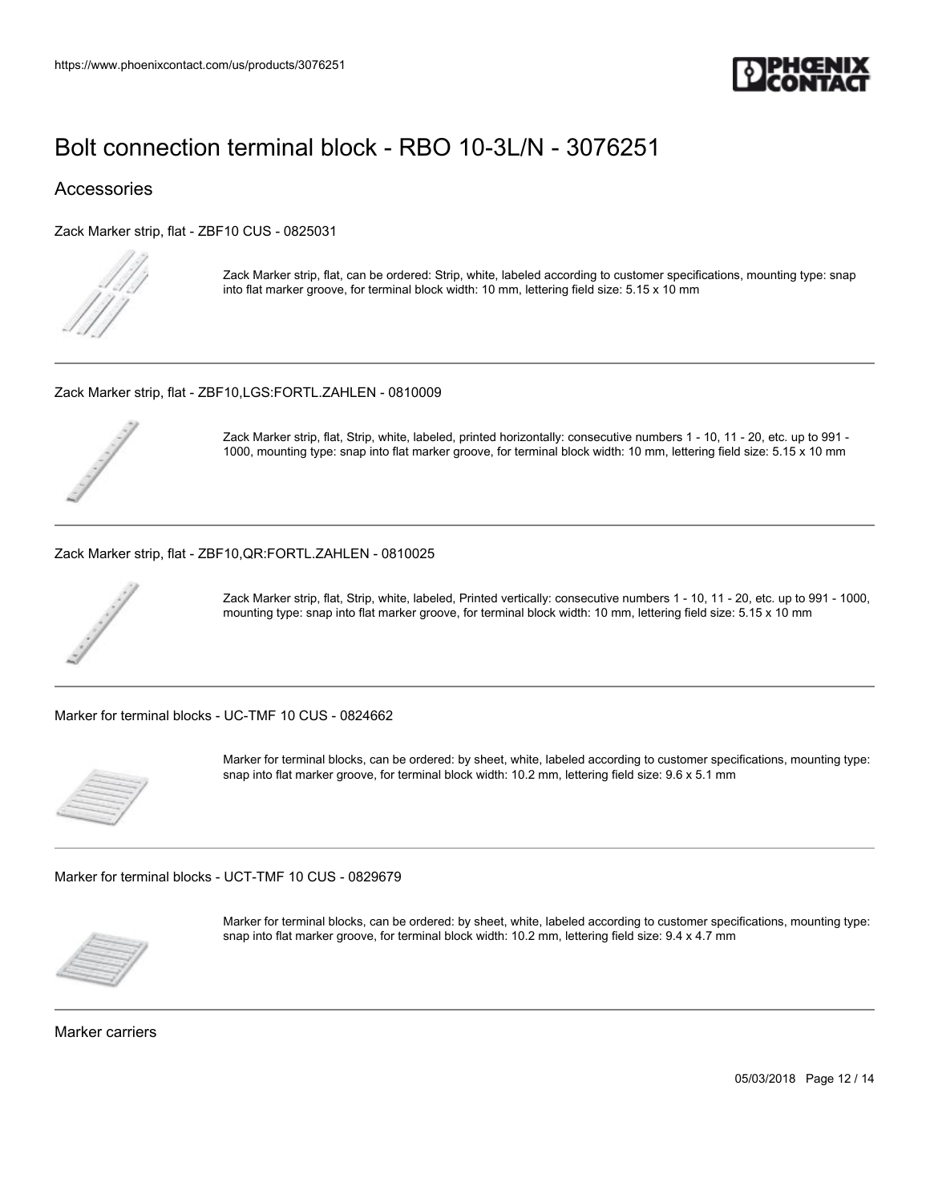# Bolt connection terminal block - RBO 10-3L/N - 3076251

## Accessories

Zack Marker strip, flat - ZBF10 CUS - 0825031

Zack Marker strip, flat, can be ordered: Strip, white, labeled according to customer specifications, mounting type: snap into flat marker groove, for terminal block width: 10 mm, lettering field size: 5.15 x 10 mm

---

Zack Marker strip, flat - ZBF10,LGS:FORTL.ZAHLEN - 0810009

Zack Marker strip, flat, Strip, white, labeled, printed horizontally: consecutive numbers 1 - 10, 11 - 20, etc. up to 991 - 1000, mounting type: snap into flat marker groove, for terminal block width: 10 mm, lettering field size: 5.15 x 10 mm

---

Zack Marker strip, flat - ZBF10,QR:FORTL.ZAHLEN - 0810025

Zack Marker strip, flat, Strip, white, labeled, Printed vertically: consecutive numbers 1 - 10, 11 - 20, etc. up to 991 - 1000, mounting type: snap into flat marker groove, for terminal block width: 10 mm, lettering field size: 5.15 x 10 mm

---

Marker for terminal blocks - UC-TMF 10 CUS - 0824662

Marker for terminal blocks, can be ordered: by sheet, white, labeled according to customer specifications, mounting type: snap into flat marker groove, for terminal block width: 10.2 mm, lettering field size: 9.6 x 5.1 mm

---

Marker for terminal blocks - UCT-TMF 10 CUS - 0829679

Marker for terminal blocks, can be ordered: by sheet, white, labeled according to customer specifications, mounting type: snap into flat marker groove, for terminal block width: 10.2 mm, lettering field size: 9.4 x 4.7 mm

---

Marker carriers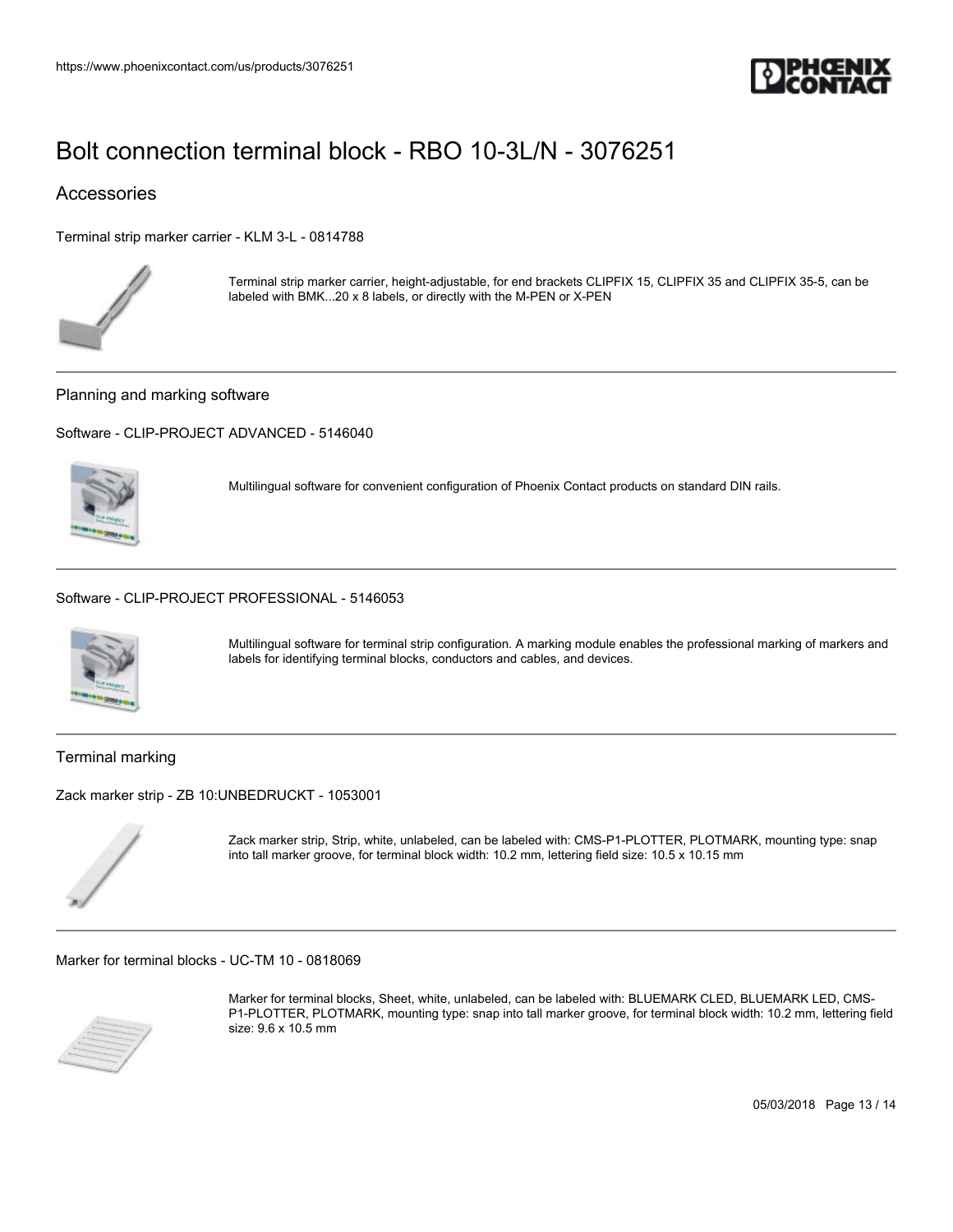# Bolt connection terminal block - RBO 10-3L/N - 3076251

## Accessories

### Terminal strip marker carrier - KLM 3-L - 0814788

Terminal strip marker carrier, height-adjustable, for end brackets CLIPFIX 15, CLIPFIX 35 and CLIPFIX 35-5, can be labeled with BMK...20 x 8 labels, or directly with the M-PEN or X-PEN

---

## Planning and marking software

### Software - CLIP-PROJECT ADVANCED - 5146040

Multilingual software for convenient configuration of Phoenix Contact products on standard DIN rails.

---

### Software - CLIP-PROJECT PROFESSIONAL - 5146053

Multilingual software for terminal strip configuration. A marking module enables the professional marking of markers and labels for identifying terminal blocks, conductors and cables, and devices.

---

## Terminal marking

### Zack marker strip - ZB 10:UNBEDRUCKT - 1053001

Zack marker strip, Strip, white, unlabeled, can be labeled with: CMS-P1-PLOTTER, PLOTMARK, mounting type: snap into tall marker groove, for terminal block width: 10.2 mm, lettering field size: 10.5 x 10.15 mm

---

### Marker for terminal blocks - UC-TM 10 - 0818069

Marker for terminal blocks, Sheet, white, unlabeled, can be labeled with: BLUEMARK CLED, BLUEMARK LED, CMS-P1-PLOTTER, PLOTMARK, mounting type: snap into tall marker groove, for terminal block width: 10.2 mm, lettering field size: 9.6 x 10.5 mm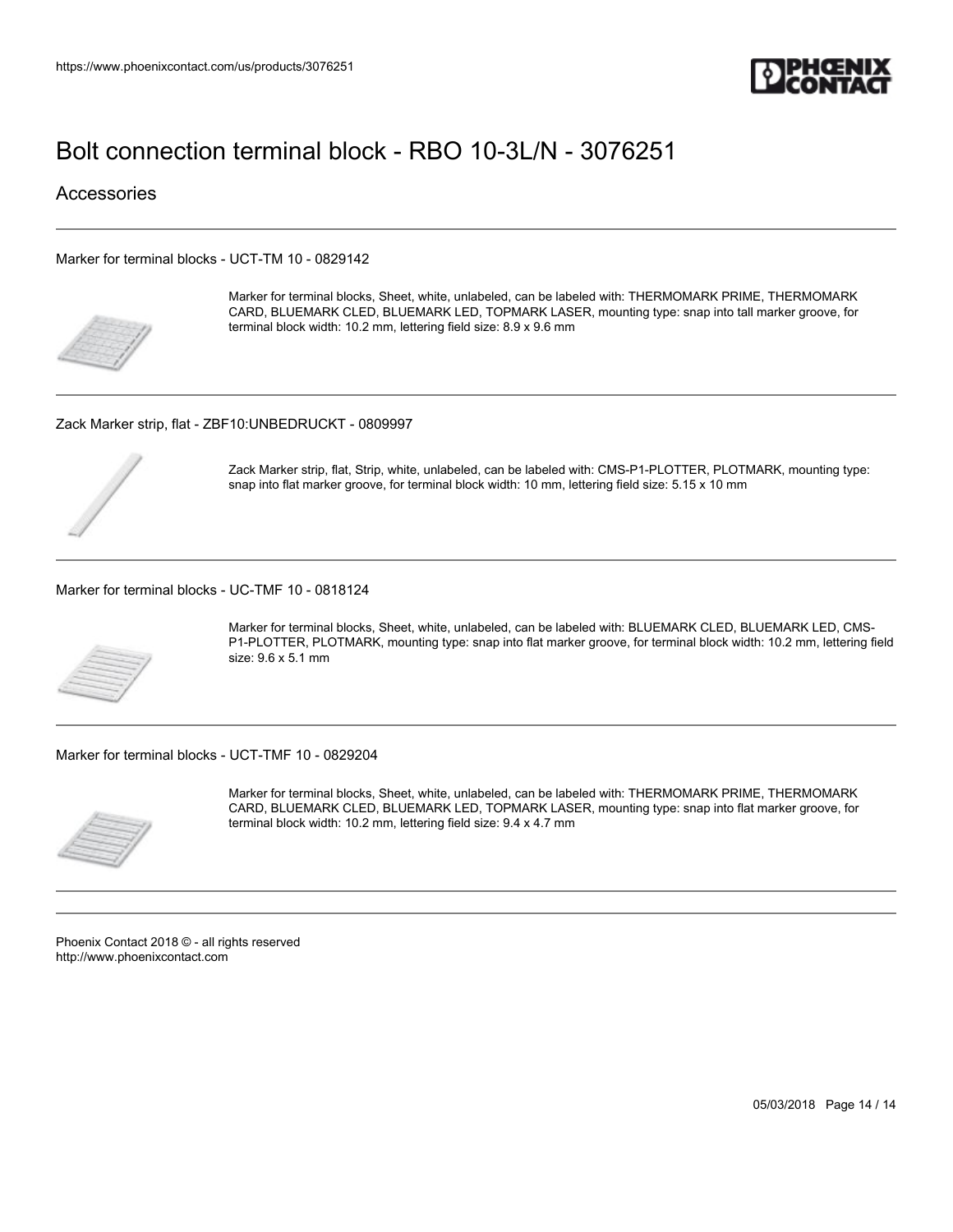# Bolt connection terminal block - RBO 10-3L/N - 3076251

## Accessories

Marker for terminal blocks - UCT-TM 10 - 0829142

Marker for terminal blocks, Sheet, white, unlabeled, can be labeled with: THERMOMARK PRIME, THERMOMARK CARD, BLUEMARK CLED, BLUEMARK LED, TOPMARK LASER, mounting type: snap into tall marker groove, for terminal block width: 10.2 mm, lettering field size: 8.9 x 9.6 mm

Zack Marker strip, flat - ZBF10:UNBEDRUCKT - 0809997

Zack Marker strip, flat, Strip, white, unlabeled, can be labeled with: CMS-P1-PLOTTER, PLOTMARK, mounting type: snap into flat marker groove, for terminal block width: 10 mm, lettering field size: 5.15 x 10 mm

Marker for terminal blocks - UC-TMF 10 - 0818124

Marker for terminal blocks, Sheet, white, unlabeled, can be labeled with: BLUEMARK CLED, BLUEMARK LED, CMS-P1-PLOTTER, PLOTMARK, mounting type: snap into flat marker groove, for terminal block width: 10.2 mm, lettering field size: 9.6 x 5.1 mm

Marker for terminal blocks - UCT-TMF 10 - 0829204

Marker for terminal blocks, Sheet, white, unlabeled, can be labeled with: THERMOMARK PRIME, THERMOMARK CARD, BLUEMARK CLED, BLUEMARK LED, TOPMARK LASER, mounting type: snap into flat marker groove, for terminal block width: 10.2 mm, lettering field size: 9.4 x 4.7 mm

Phoenix Contact 2018 © - all rights reserved
http://www.phoenixcontact.com